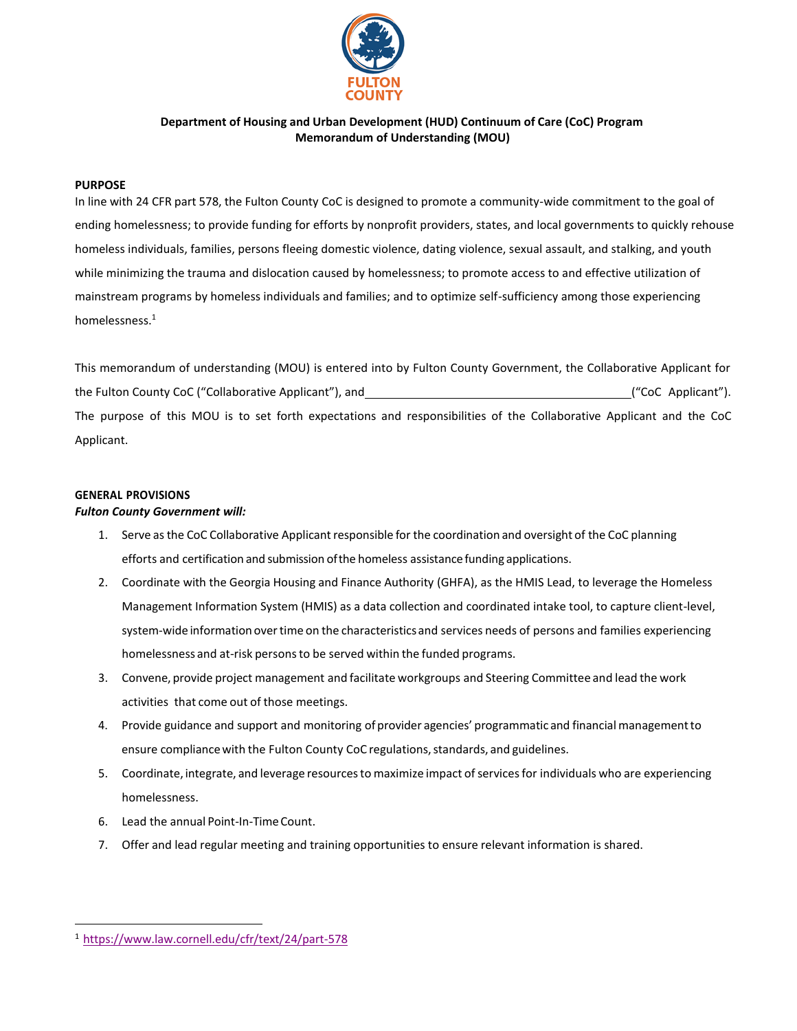FULTON COUNTY

**Department of Housing and Urban Development (HUD) Continuum of Care (CoC) Program**
**Memorandum of Understanding (MOU)**

**PURPOSE**

In line with 24 CFR part 578, the Fulton County CoC is designed to promote a community-wide commitment to the goal of ending homelessness; to provide funding for efforts by nonprofit providers, states, and local governments to quickly rehouse homeless individuals, families, persons fleeing domestic violence, dating violence, sexual assault, and stalking, and youth while minimizing the trauma and dislocation caused by homelessness; to promote access to and effective utilization of mainstream programs by homeless individuals and families; and to optimize self-sufficiency among those experiencing homelessness.[1]

This memorandum of understanding (MOU) is entered into by Fulton County Government, the Collaborative Applicant for the Fulton County CoC ("Collaborative Applicant"), and ________________________________________ ("CoC Applicant"). The purpose of this MOU is to set forth expectations and responsibilities of the Collaborative Applicant and the CoC Applicant.

**GENERAL PROVISIONS**

***Fulton County Government will:***

1. Serve as the CoC Collaborative Applicant responsible for the coordination and oversight of the CoC planning efforts and certification and submission of the homeless assistance funding applications.
2. Coordinate with the Georgia Housing and Finance Authority (GHFA), as the HMIS Lead, to leverage the Homeless Management Information System (HMIS) as a data collection and coordinated intake tool, to capture client-level, system-wide information over time on the characteristics and services needs of persons and families experiencing homelessness and at-risk persons to be served within the funded programs.
3. Convene, provide project management and facilitate workgroups and Steering Committee and lead the work activities that come out of those meetings.
4. Provide guidance and support and monitoring of provider agencies' programmatic and financial management to ensure compliance with the Fulton County CoC regulations, standards, and guidelines.
5. Coordinate, integrate, and leverage resources to maximize impact of services for individuals who are experiencing homelessness.
6. Lead the annual Point-In-Time Count.
7. Offer and lead regular meeting and training opportunities to ensure relevant information is shared.

---

[1] https://www.law.cornell.edu/cfr/text/24/part-578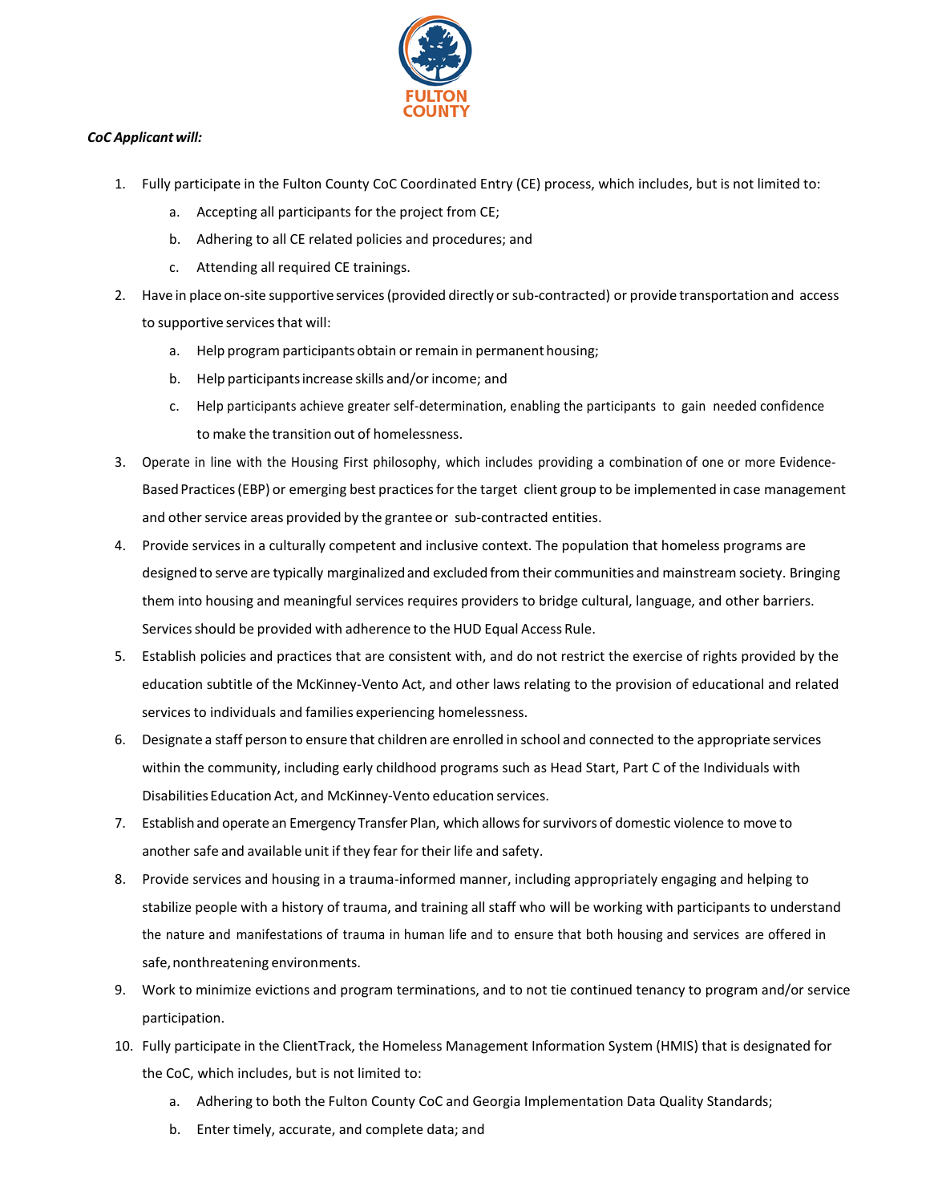***CoC Applicant will:***

1. Fully participate in the Fulton County CoC Coordinated Entry (CE) process, which includes, but is not limited to:
   a. Accepting all participants for the project from CE;
   b. Adhering to all CE related policies and procedures; and
   c. Attending all required CE trainings.
2. Have in place on-site supportive services (provided directly or sub-contracted) or provide transportation and access to supportive services that will:
   a. Help program participants obtain or remain in permanent housing;
   b. Help participants increase skills and/or income; and
   c. Help participants achieve greater self-determination, enabling the participants to gain needed confidence to make the transition out of homelessness.
3. Operate in line with the Housing First philosophy, which includes providing a combination of one or more Evidence-Based Practices (EBP) or emerging best practices for the target client group to be implemented in case management and other service areas provided by the grantee or sub-contracted entities.
4. Provide services in a culturally competent and inclusive context. The population that homeless programs are designed to serve are typically marginalized and excluded from their communities and mainstream society. Bringing them into housing and meaningful services requires providers to bridge cultural, language, and other barriers. Services should be provided with adherence to the HUD Equal Access Rule.
5. Establish policies and practices that are consistent with, and do not restrict the exercise of rights provided by the education subtitle of the McKinney-Vento Act, and other laws relating to the provision of educational and related services to individuals and families experiencing homelessness.
6. Designate a staff person to ensure that children are enrolled in school and connected to the appropriate services within the community, including early childhood programs such as Head Start, Part C of the Individuals with Disabilities Education Act, and McKinney-Vento education services.
7. Establish and operate an Emergency Transfer Plan, which allows for survivors of domestic violence to move to another safe and available unit if they fear for their life and safety.
8. Provide services and housing in a trauma-informed manner, including appropriately engaging and helping to stabilize people with a history of trauma, and training all staff who will be working with participants to understand the nature and manifestations of trauma in human life and to ensure that both housing and services are offered in safe, nonthreatening environments.
9. Work to minimize evictions and program terminations, and to not tie continued tenancy to program and/or service participation.
10. Fully participate in the ClientTrack, the Homeless Management Information System (HMIS) that is designated for the CoC, which includes, but is not limited to:
    a. Adhering to both the Fulton County CoC and Georgia Implementation Data Quality Standards;
    b. Enter timely, accurate, and complete data; and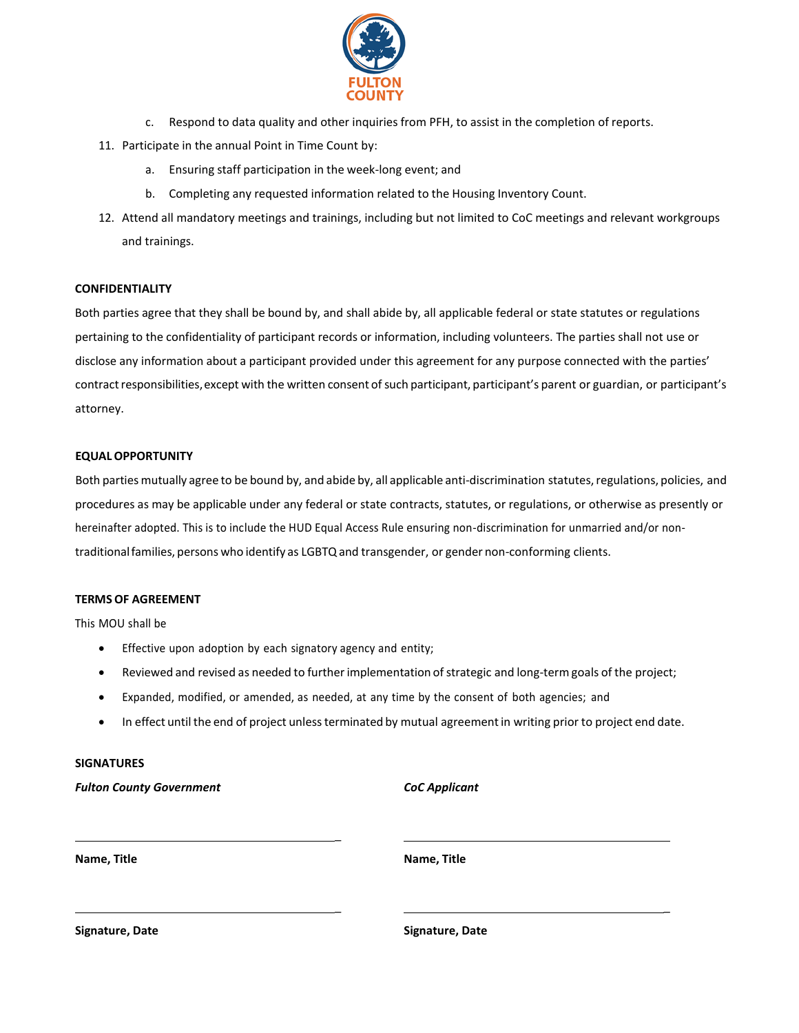c. Respond to data quality and other inquiries from PFH, to assist in the completion of reports.

11. Participate in the annual Point in Time Count by:
    a. Ensuring staff participation in the week-long event; and
    b. Completing any requested information related to the Housing Inventory Count.
12. Attend all mandatory meetings and trainings, including but not limited to CoC meetings and relevant workgroups and trainings.

**CONFIDENTIALITY**

Both parties agree that they shall be bound by, and shall abide by, all applicable federal or state statutes or regulations pertaining to the confidentiality of participant records or information, including volunteers. The parties shall not use or disclose any information about a participant provided under this agreement for any purpose connected with the parties' contract responsibilities, except with the written consent of such participant, participant's parent or guardian, or participant's attorney.

**EQUAL OPPORTUNITY**

Both parties mutually agree to be bound by, and abide by, all applicable anti-discrimination statutes, regulations, policies, and procedures as may be applicable under any federal or state contracts, statutes, or regulations, or otherwise as presently or hereinafter adopted. This is to include the HUD Equal Access Rule ensuring non-discrimination for unmarried and/or non-traditional families, persons who identify as LGBTQ and transgender, or gender non-conforming clients.

**TERMS OF AGREEMENT**

This MOU shall be

- Effective upon adoption by each signatory agency and entity;
- Reviewed and revised as needed to further implementation of strategic and long-term goals of the project;
- Expanded, modified, or amended, as needed, at any time by the consent of both agencies; and
- In effect until the end of project unless terminated by mutual agreement in writing prior to project end date.

**SIGNATURES**

***Fulton County Government***

\_\_\_\_\_\_\_\_\_\_\_\_\_\_\_\_\_\_\_\_\_\_\_\_\_\_\_\_\_\_\_\_\_\_\_\_

**Name, Title**

\_\_\_\_\_\_\_\_\_\_\_\_\_\_\_\_\_\_\_\_\_\_\_\_\_\_\_\_\_\_\_\_\_\_\_\_

**Signature, Date**

***CoC Applicant***

\_\_\_\_\_\_\_\_\_\_\_\_\_\_\_\_\_\_\_\_\_\_\_\_\_\_\_\_\_\_\_\_\_\_\_\_

**Name, Title**

\_\_\_\_\_\_\_\_\_\_\_\_\_\_\_\_\_\_\_\_\_\_\_\_\_\_\_\_\_\_\_\_\_\_\_\_

**Signature, Date**